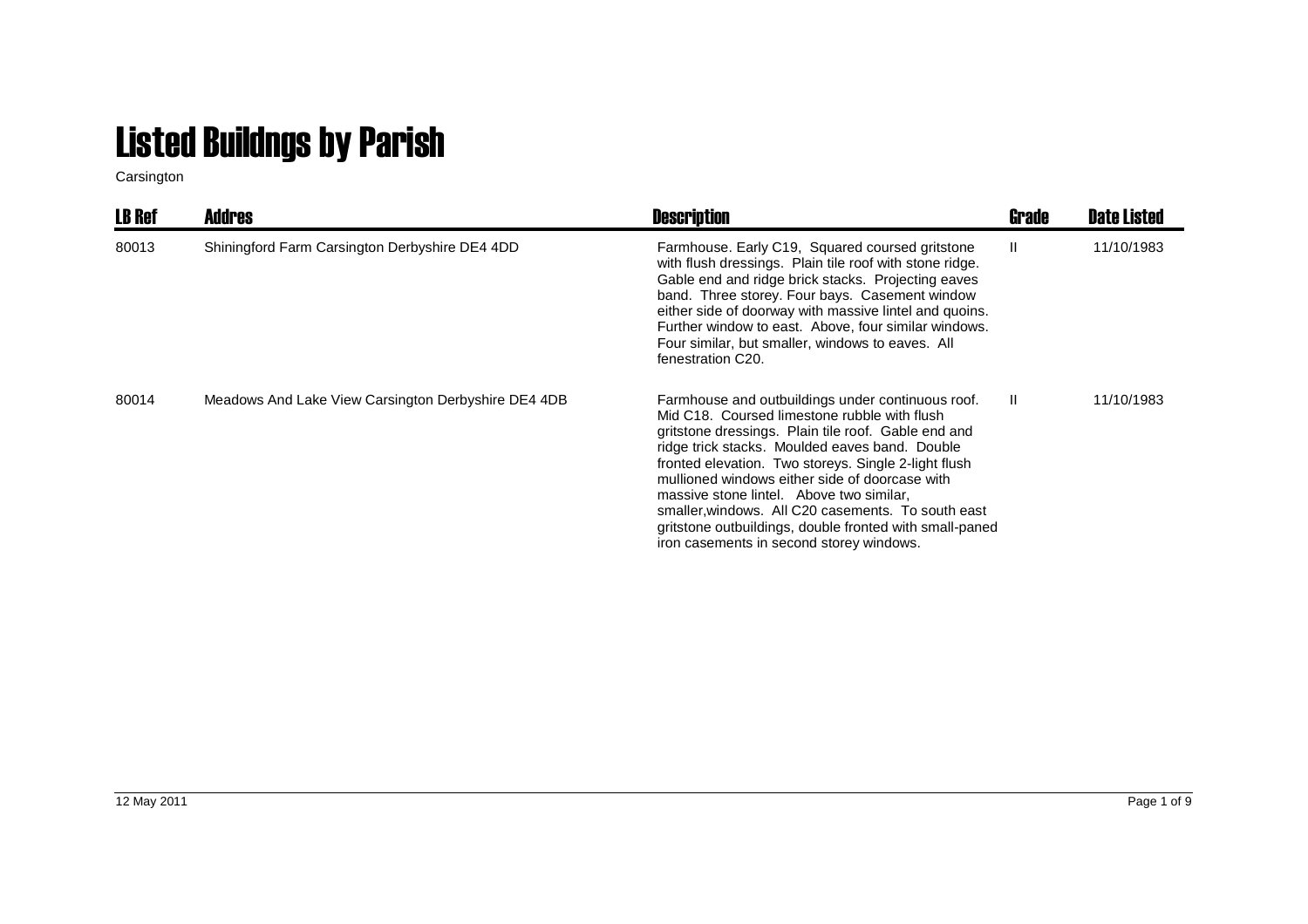# Listed Buildngs by Parish

Carsington

| LB Ref | Addres | Description | Grade | Date Listed |
|---|---|---|---|---|
| 80013 | Shiningford Farm Carsington Derbyshire DE4 4DD | Farmhouse. Early C19, Squared coursed gritstone with flush dressings. Plain tile roof with stone ridge. Gable end and ridge brick stacks. Projecting eaves band. Three storey. Four bays. Casement window either side of doorway with massive lintel and quoins. Further window to east. Above, four similar windows. Four similar, but smaller, windows to eaves. All fenestration C20. | II | 11/10/1983 |
| 80014 | Meadows And Lake View Carsington Derbyshire DE4 4DB | Farmhouse and outbuildings under continuous roof. Mid C18. Coursed limestone rubble with flush gritstone dressings. Plain tile roof. Gable end and ridge trick stacks. Moulded eaves band. Double fronted elevation. Two storeys. Single 2-light flush mullioned windows either side of doorcase with massive stone lintel. Above two similar, smaller,windows. All C20 casements. To south east gritstone outbuildings, double fronted with small-paned iron casements in second storey windows. | II | 11/10/1983 |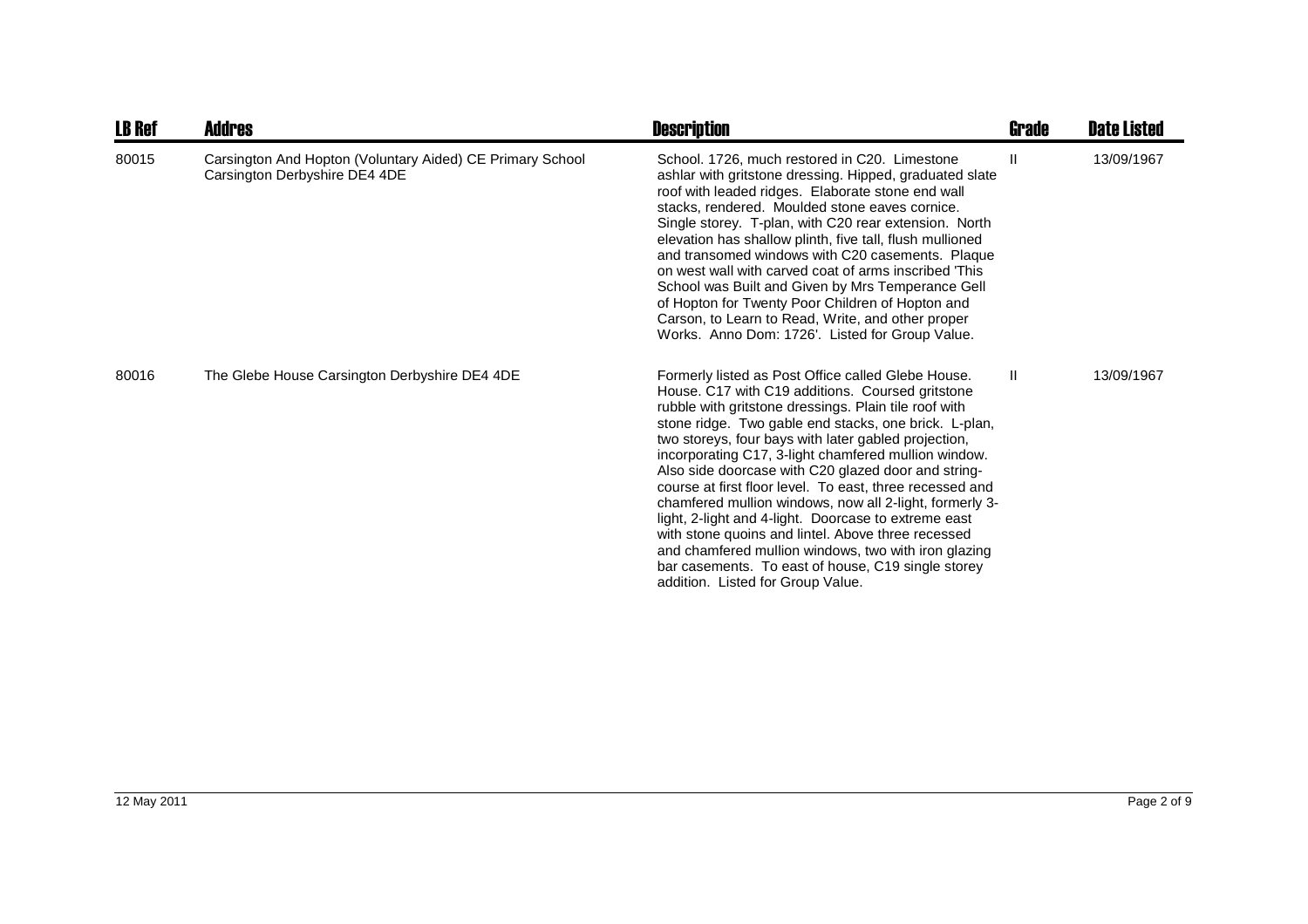| LB Ref | Addres | Description | Grade | Date Listed |
| --- | --- | --- | --- | --- |
| 80015 | Carsington And Hopton (Voluntary Aided) CE Primary School Carsington Derbyshire DE4 4DE | School. 1726, much restored in C20. Limestone ashlar with gritstone dressing. Hipped, graduated slate roof with leaded ridges. Elaborate stone end wall stacks, rendered. Moulded stone eaves cornice. Single storey. T-plan, with C20 rear extension. North elevation has shallow plinth, five tall, flush mullioned and transomed windows with C20 casements. Plaque on west wall with carved coat of arms inscribed 'This School was Built and Given by Mrs Temperance Gell of Hopton for Twenty Poor Children of Hopton and Carson, to Learn to Read, Write, and other proper Works. Anno Dom: 1726'. Listed for Group Value. | II | 13/09/1967 |
| 80016 | The Glebe House Carsington Derbyshire DE4 4DE | Formerly listed as Post Office called Glebe House. House. C17 with C19 additions. Coursed gritstone rubble with gritstone dressings. Plain tile roof with stone ridge. Two gable end stacks, one brick. L-plan, two storeys, four bays with later gabled projection, incorporating C17, 3-light chamfered mullion window. Also side doorcase with C20 glazed door and string-course at first floor level. To east, three recessed and chamfered mullion windows, now all 2-light, formerly 3-light, 2-light and 4-light. Doorcase to extreme east with stone quoins and lintel. Above three recessed and chamfered mullion windows, two with iron glazing bar casements. To east of house, C19 single storey addition. Listed for Group Value. | II | 13/09/1967 |

12 May 2011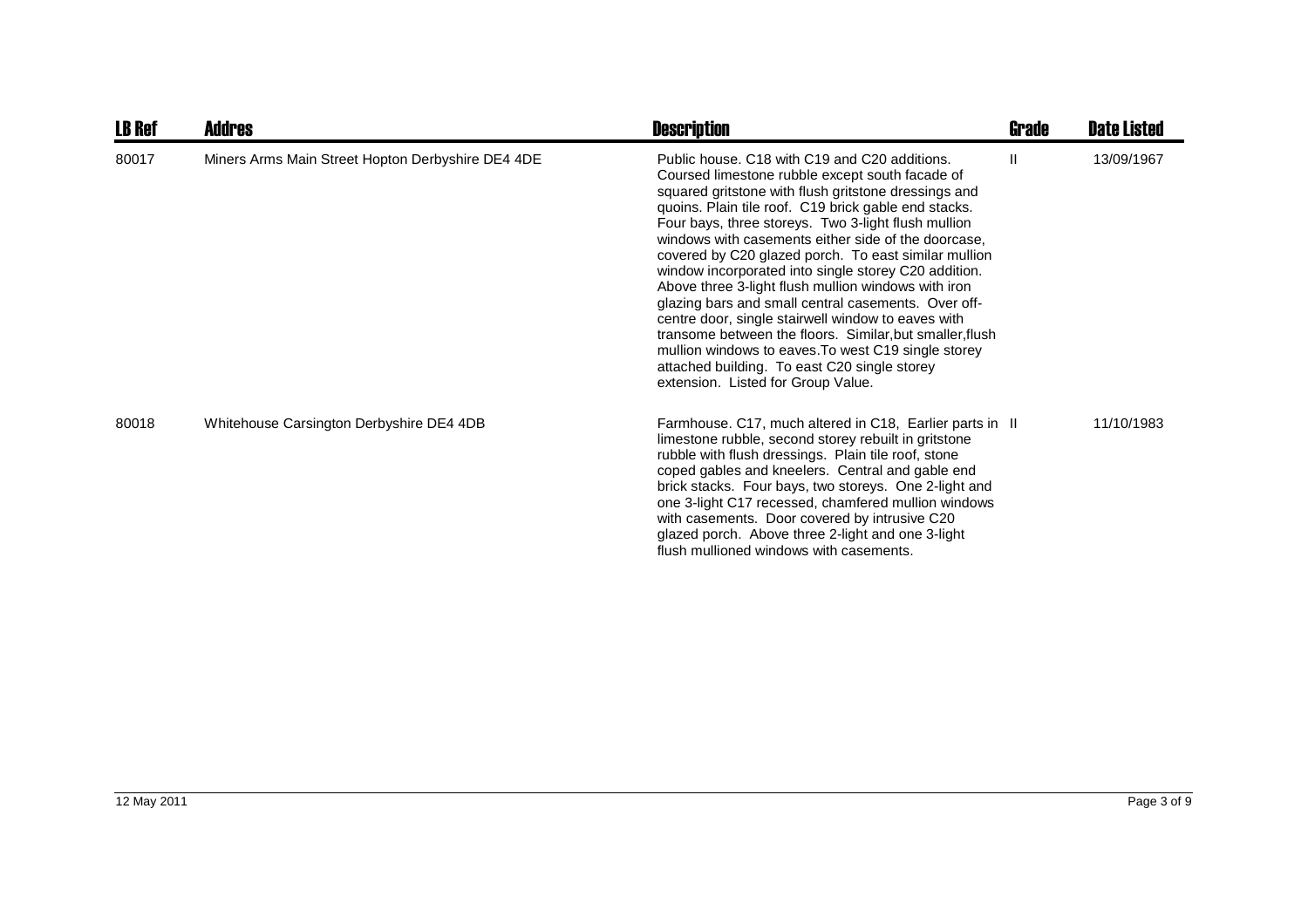| LB Ref | Addres | Description | Grade | Date Listed |
|---|---|---|---|---|
| 80017 | Miners Arms Main Street Hopton Derbyshire DE4 4DE | Public house. C18 with C19 and C20 additions. Coursed limestone rubble except south facade of squared gritstone with flush gritstone dressings and quoins. Plain tile roof. C19 brick gable end stacks. Four bays, three storeys. Two 3-light flush mullion windows with casements either side of the doorcase, covered by C20 glazed porch. To east similar mullion window incorporated into single storey C20 addition. Above three 3-light flush mullion windows with iron glazing bars and small central casements. Over off-centre door, single stairwell window to eaves with transome between the floors. Similar,but smaller,flush mullion windows to eaves.To west C19 single storey attached building. To east C20 single storey extension. Listed for Group Value. | II | 13/09/1967 |
| 80018 | Whitehouse Carsington Derbyshire DE4 4DB | Farmhouse. C17, much altered in C18, Earlier parts in limestone rubble, second storey rebuilt in gritstone rubble with flush dressings. Plain tile roof, stone coped gables and kneelers. Central and gable end brick stacks. Four bays, two storeys. One 2-light and one 3-light C17 recessed, chamfered mullion windows with casements. Door covered by intrusive C20 glazed porch. Above three 2-light and one 3-light flush mullioned windows with casements. | II | 11/10/1983 |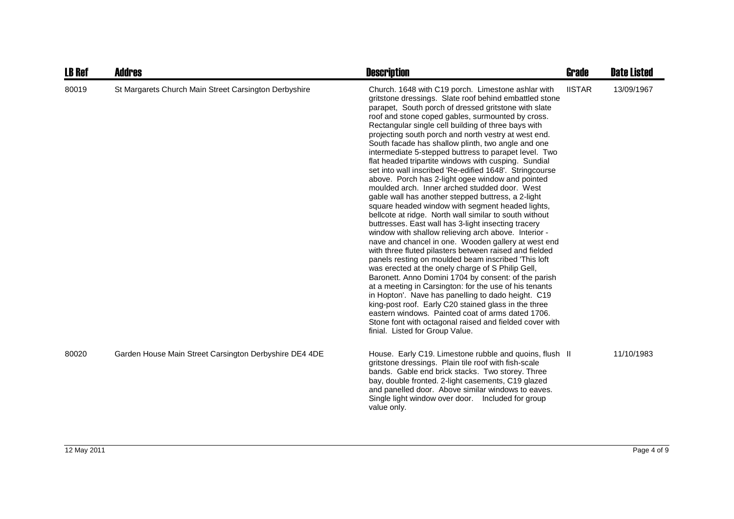| LB Ref | Addres | Description | Grade | Date Listed |
| --- | --- | --- | --- | --- |
| 80019 | St Margarets Church Main Street Carsington Derbyshire | Church. 1648 with C19 porch. Limestone ashlar with gritstone dressings. Slate roof behind embattled stone parapet, South porch of dressed gritstone with slate roof and stone coped gables, surmounted by cross. Rectangular single cell building of three bays with projecting south porch and north vestry at west end. South facade has shallow plinth, two angle and one intermediate 5-stepped buttress to parapet level. Two flat headed tripartite windows with cusping. Sundial set into wall inscribed 'Re-edified 1648'. Stringcourse above. Porch has 2-light ogee window and pointed moulded arch. Inner arched studded door. West gable wall has another stepped buttress, a 2-light square headed window with segment headed lights, bellcote at ridge. North wall similar to south without buttresses. East wall has 3-light insecting tracery window with shallow relieving arch above. Interior - nave and chancel in one. Wooden gallery at west end with three fluted pilasters between raised and fielded panels resting on moulded beam inscribed 'This loft was erected at the onely charge of S Philip Gell, Baronett. Anno Domini 1704 by consent: of the parish at a meeting in Carsington: for the use of his tenants in Hopton'. Nave has panelling to dado height. C19 king-post roof. Early C20 stained glass in the three eastern windows. Painted coat of arms dated 1706. Stone font with octagonal raised and fielded cover with finial. Listed for Group Value. | IISTAR | 13/09/1967 |
| 80020 | Garden House Main Street Carsington Derbyshire DE4 4DE | House. Early C19. Limestone rubble and quoins, flush gritstone dressings. Plain tile roof with fish-scale bands. Gable end brick stacks. Two storey. Three bay, double fronted. 2-light casements, C19 glazed and panelled door. Above similar windows to eaves. Single light window over door. Included for group value only. | II | 11/10/1983 |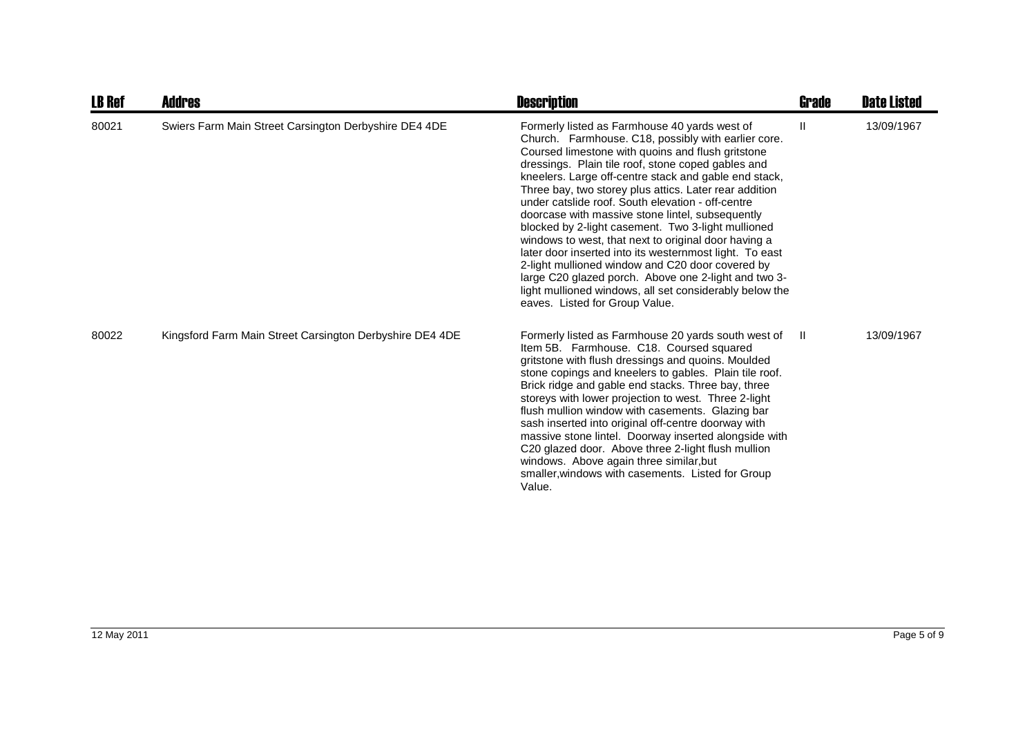| LB Ref | Addres | Description | Grade | Date Listed |
|---|---|---|---|---|
| 80021 | Swiers Farm Main Street Carsington Derbyshire DE4 4DE | Formerly listed as Farmhouse 40 yards west of Church. Farmhouse. C18, possibly with earlier core. Coursed limestone with quoins and flush gritstone dressings. Plain tile roof, stone coped gables and kneelers. Large off-centre stack and gable end stack, Three bay, two storey plus attics. Later rear addition under catslide roof. South elevation - off-centre doorcase with massive stone lintel, subsequently blocked by 2-light casement. Two 3-light mullioned windows to west, that next to original door having a later door inserted into its westernmost light. To east 2-light mullioned window and C20 door covered by large C20 glazed porch. Above one 2-light and two 3-light mullioned windows, all set considerably below the eaves. Listed for Group Value. | II | 13/09/1967 |
| 80022 | Kingsford Farm Main Street Carsington Derbyshire DE4 4DE | Formerly listed as Farmhouse 20 yards south west of Item 5B. Farmhouse. C18. Coursed squared gritstone with flush dressings and quoins. Moulded stone copings and kneelers to gables. Plain tile roof. Brick ridge and gable end stacks. Three bay, three storeys with lower projection to west. Three 2-light flush mullion window with casements. Glazing bar sash inserted into original off-centre doorway with massive stone lintel. Doorway inserted alongside with C20 glazed door. Above three 2-light flush mullion windows. Above again three similar,but smaller,windows with casements. Listed for Group Value. | II | 13/09/1967 |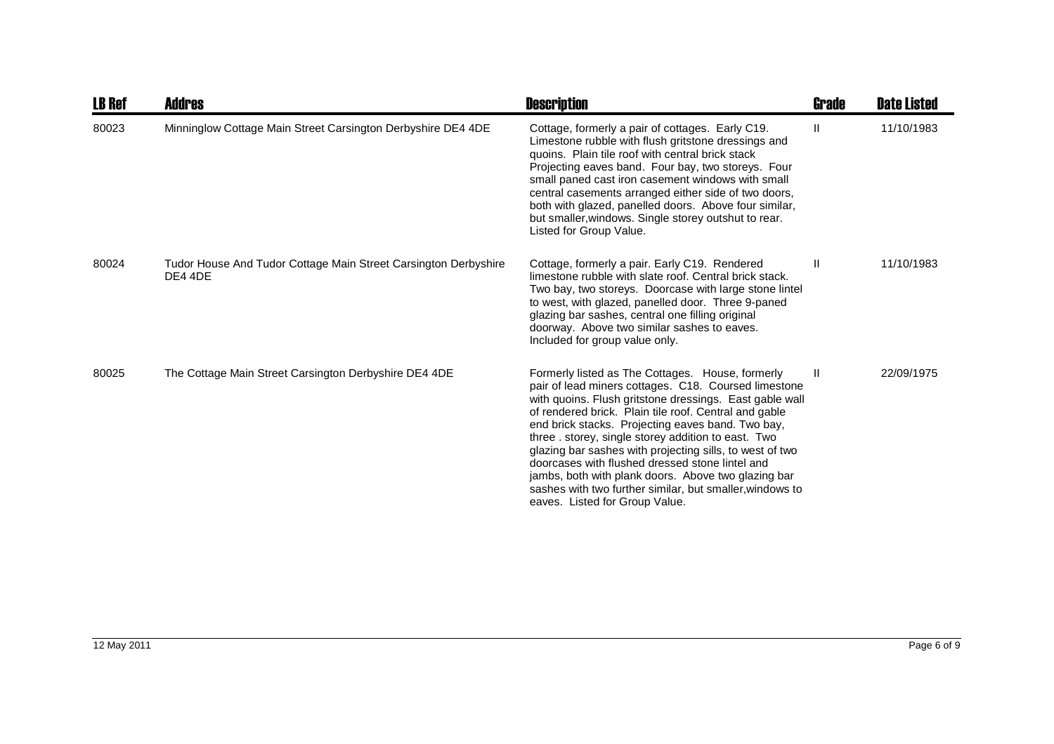| LB Ref | Addres | Description | Grade | Date Listed |
|---|---|---|---|---|
| 80023 | Minninglow Cottage Main Street Carsington Derbyshire DE4 4DE | Cottage, formerly a pair of cottages. Early C19. Limestone rubble with flush gritstone dressings and quoins. Plain tile roof with central brick stack Projecting eaves band. Four bay, two storeys. Four small paned cast iron casement windows with small central casements arranged either side of two doors, both with glazed, panelled doors. Above four similar, but smaller,windows. Single storey outshut to rear. Listed for Group Value. | II | 11/10/1983 |
| 80024 | Tudor House And Tudor Cottage Main Street Carsington Derbyshire DE4 4DE | Cottage, formerly a pair. Early C19. Rendered limestone rubble with slate roof. Central brick stack. Two bay, two storeys. Doorcase with large stone lintel to west, with glazed, panelled door. Three 9-paned glazing bar sashes, central one filling original doorway. Above two similar sashes to eaves. Included for group value only. | II | 11/10/1983 |
| 80025 | The Cottage Main Street Carsington Derbyshire DE4 4DE | Formerly listed as The Cottages. House, formerly pair of lead miners cottages. C18. Coursed limestone with quoins. Flush gritstone dressings. East gable wall of rendered brick. Plain tile roof. Central and gable end brick stacks. Projecting eaves band. Two bay, three . storey, single storey addition to east. Two glazing bar sashes with projecting sills, to west of two doorcases with flushed dressed stone lintel and jambs, both with plank doors. Above two glazing bar sashes with two further similar, but smaller,windows to eaves. Listed for Group Value. | II | 22/09/1975 |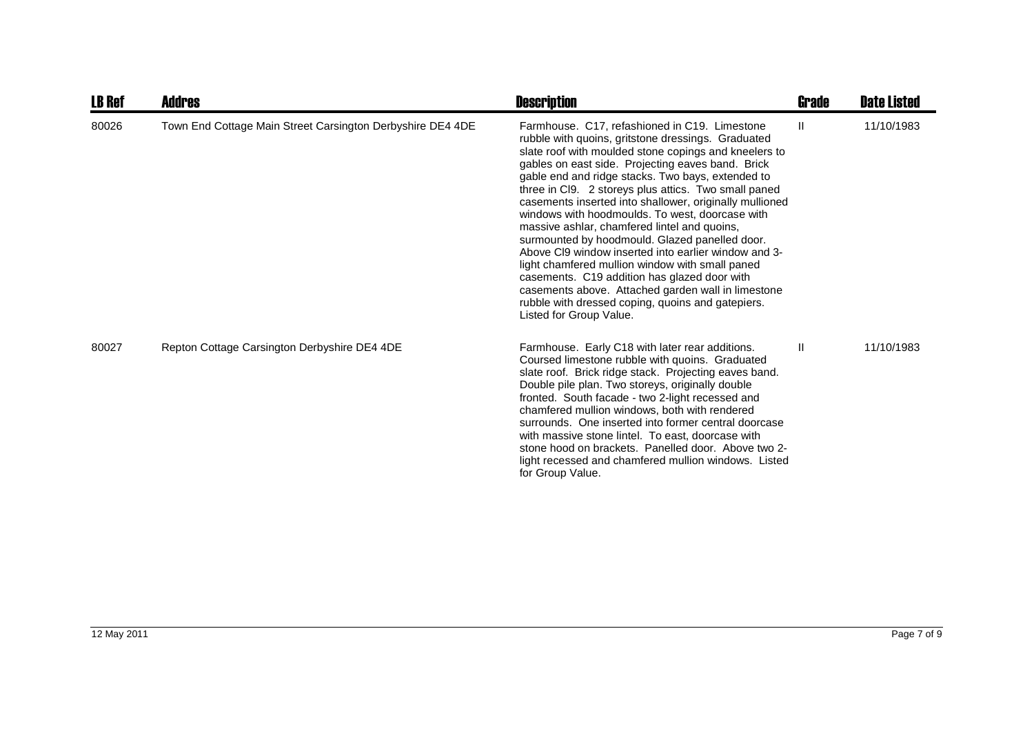| LB Ref | Addres | Description | Grade | Date Listed |
|---|---|---|---|---|
| 80026 | Town End Cottage Main Street Carsington Derbyshire DE4 4DE | Farmhouse. C17, refashioned in C19. Limestone rubble with quoins, gritstone dressings. Graduated slate roof with moulded stone copings and kneelers to gables on east side. Projecting eaves band. Brick gable end and ridge stacks. Two bays, extended to three in Cl9. 2 storeys plus attics. Two small paned casements inserted into shallower, originally mullioned windows with hoodmoulds. To west, doorcase with massive ashlar, chamfered lintel and quoins, surmounted by hoodmould. Glazed panelled door. Above Cl9 window inserted into earlier window and 3-light chamfered mullion window with small paned casements. C19 addition has glazed door with casements above. Attached garden wall in limestone rubble with dressed coping, quoins and gatepiers. Listed for Group Value. | II | 11/10/1983 |
| 80027 | Repton Cottage Carsington Derbyshire DE4 4DE | Farmhouse. Early C18 with later rear additions. Coursed limestone rubble with quoins. Graduated slate roof. Brick ridge stack. Projecting eaves band. Double pile plan. Two storeys, originally double fronted. South facade - two 2-light recessed and chamfered mullion windows, both with rendered surrounds. One inserted into former central doorcase with massive stone lintel. To east, doorcase with stone hood on brackets. Panelled door. Above two 2-light recessed and chamfered mullion windows. Listed for Group Value. | II | 11/10/1983 |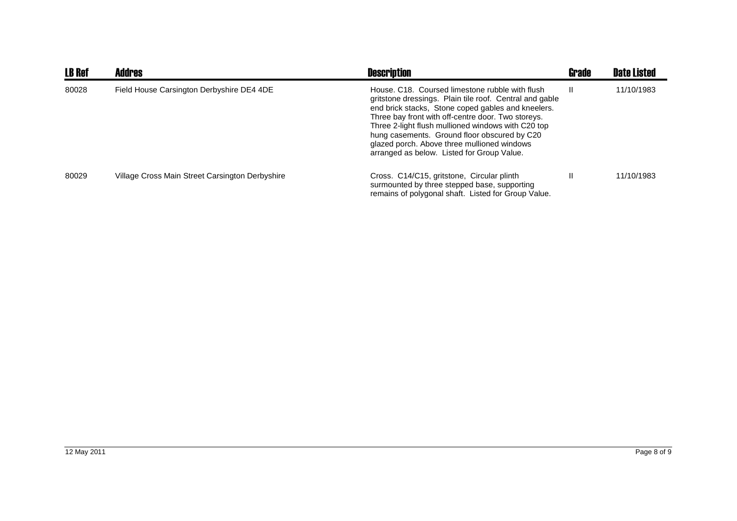| LB Ref | Addres | Description | Grade | Date Listed |
|---|---|---|---|---|
| 80028 | Field House Carsington Derbyshire DE4 4DE | House. C18. Coursed limestone rubble with flush gritstone dressings. Plain tile roof. Central and gable end brick stacks, Stone coped gables and kneelers. Three bay front with off-centre door. Two storeys. Three 2-light flush mullioned windows with C20 top hung casements. Ground floor obscured by C20 glazed porch. Above three mullioned windows arranged as below. Listed for Group Value. | II | 11/10/1983 |
| 80029 | Village Cross Main Street Carsington Derbyshire | Cross. C14/C15, gritstone, Circular plinth surmounted by three stepped base, supporting remains of polygonal shaft. Listed for Group Value. | II | 11/10/1983 |

12 May 2011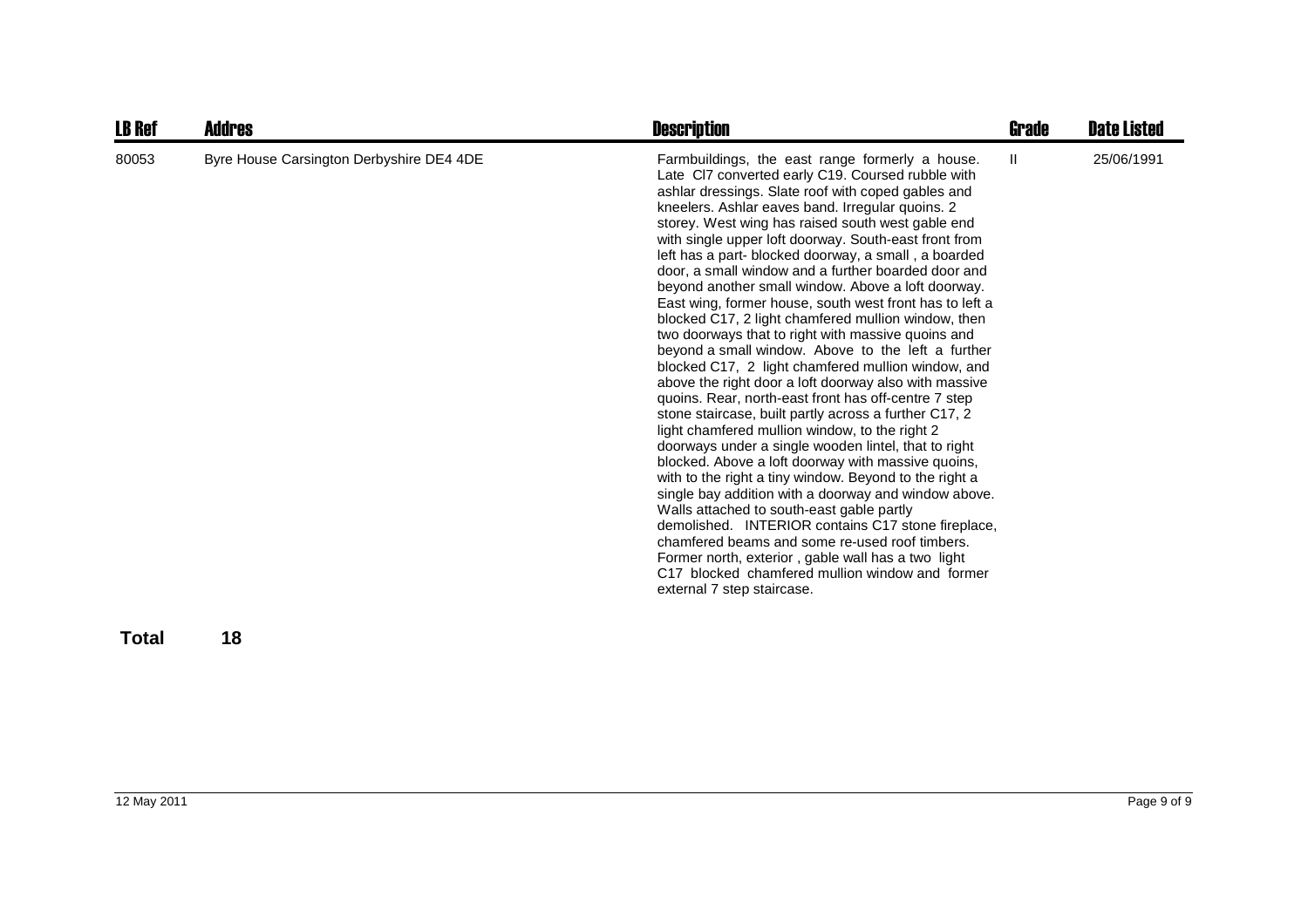| LB Ref | Addres | Description | Grade | Date Listed |
|---|---|---|---|---|
| 80053 | Byre House Carsington Derbyshire DE4 4DE | Farmbuildings, the east range formerly a house. Late Cl7 converted early C19. Coursed rubble with ashlar dressings. Slate roof with coped gables and kneelers. Ashlar eaves band. Irregular quoins. 2 storey. West wing has raised south west gable end with single upper loft doorway. South-east front from left has a part- blocked doorway, a small , a boarded door, a small window and a further boarded door and beyond another small window. Above a loft doorway. East wing, former house, south west front has to left a blocked C17, 2 light chamfered mullion window, then two doorways that to right with massive quoins and beyond a small window. Above to the left a further blocked C17, 2 light chamfered mullion window, and above the right door a loft doorway also with massive quoins. Rear, north-east front has off-centre 7 step stone staircase, built partly across a further C17, 2 light chamfered mullion window, to the right 2 doorways under a single wooden lintel, that to right blocked. Above a loft doorway with massive quoins, with to the right a tiny window. Beyond to the right a single bay addition with a doorway and window above. Walls attached to south-east gable partly demolished. INTERIOR contains C17 stone fireplace, chamfered beams and some re-used roof timbers. Former north, exterior , gable wall has a two light C17 blocked chamfered mullion window and former external 7 step staircase. | II | 25/06/1991 |

**Total** **18**

12 May 2011